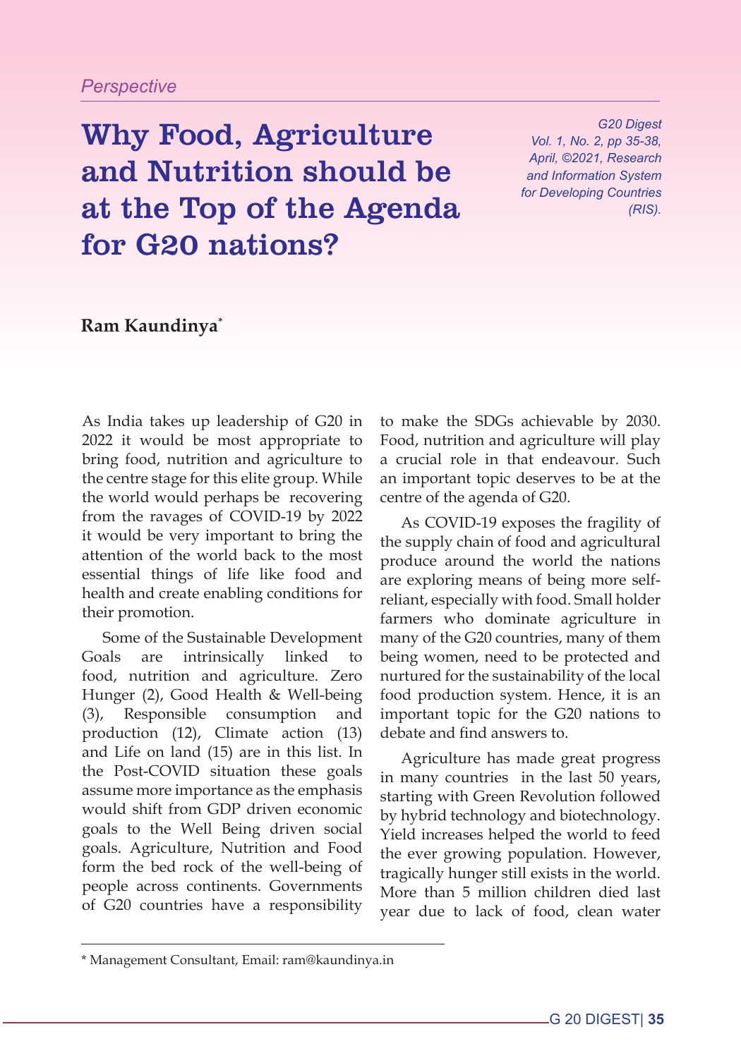*Perspective*

# Why Food, Agriculture and Nutrition should be at the Top of the Agenda for G20 nations?

*G20 Digest Vol. 1, No. 2, pp 35-38, April, ©2021, Research and Information System for Developing Countries (RIS).*

**Ram Kaundinya***

As India takes up leadership of G20 in 2022 it would be most appropriate to bring food, nutrition and agriculture to the centre stage for this elite group. While the world would perhaps be recovering from the ravages of COVID-19 by 2022 it would be very important to bring the attention of the world back to the most essential things of life like food and health and create enabling conditions for their promotion.

Some of the Sustainable Development Goals are intrinsically linked to food, nutrition and agriculture. Zero Hunger (2), Good Health & Well-being (3), Responsible consumption and production (12), Climate action (13) and Life on land (15) are in this list. In the Post-COVID situation these goals assume more importance as the emphasis would shift from GDP driven economic goals to the Well Being driven social goals. Agriculture, Nutrition and Food form the bed rock of the well-being of people across continents. Governments of G20 countries have a responsibility to make the SDGs achievable by 2030. Food, nutrition and agriculture will play a crucial role in that endeavour. Such an important topic deserves to be at the centre of the agenda of G20.

As COVID-19 exposes the fragility of the supply chain of food and agricultural produce around the world the nations are exploring means of being more self-reliant, especially with food. Small holder farmers who dominate agriculture in many of the G20 countries, many of them being women, need to be protected and nurtured for the sustainability of the local food production system. Hence, it is an important topic for the G20 nations to debate and find answers to.

Agriculture has made great progress in many countries in the last 50 years, starting with Green Revolution followed by hybrid technology and biotechnology. Yield increases helped the world to feed the ever growing population. However, tragically hunger still exists in the world. More than 5 million children died last year due to lack of food, clean water

* Management Consultant, Email: ram@kaundinya.in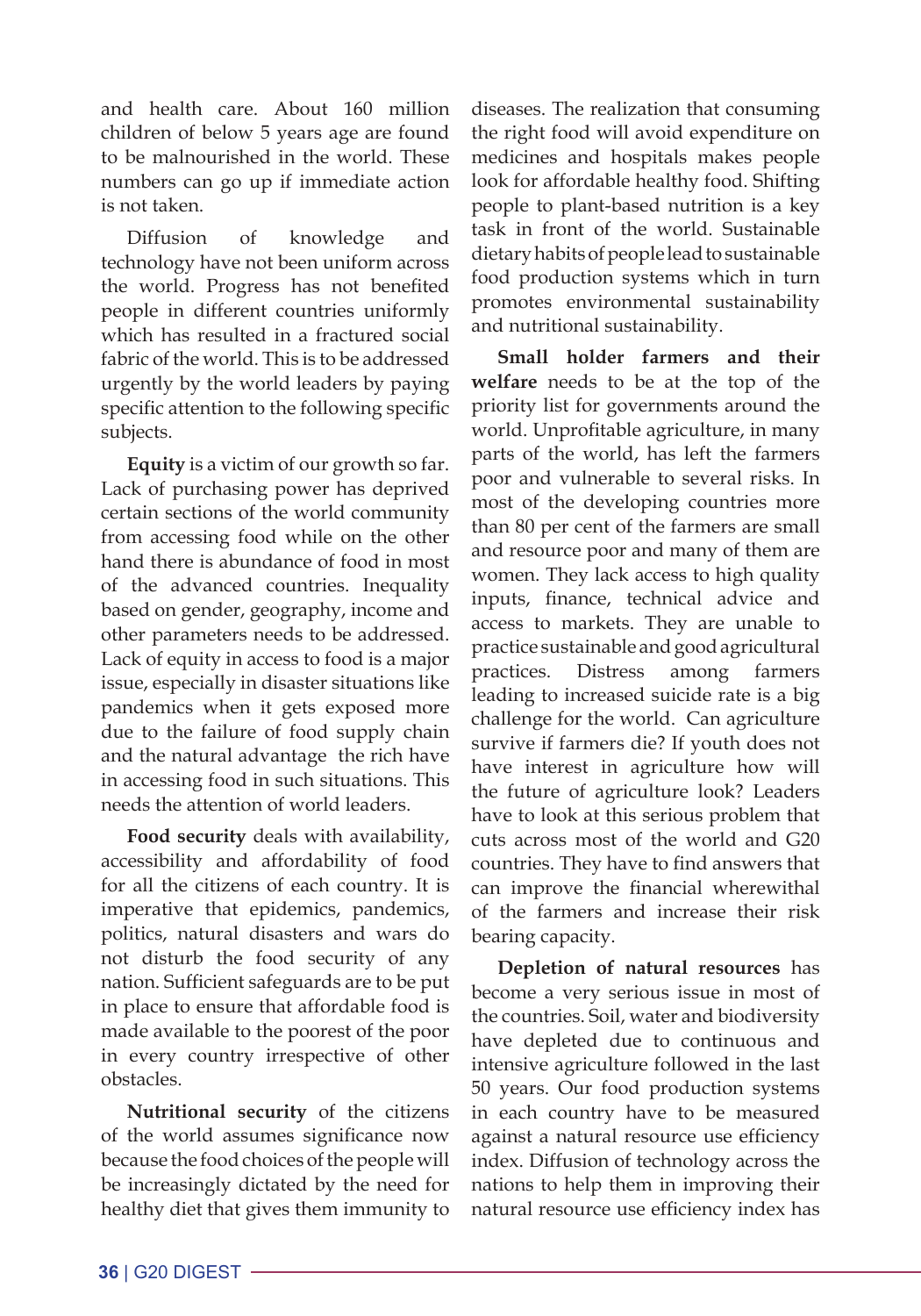and health care. About 160 million children of below 5 years age are found to be malnourished in the world. These numbers can go up if immediate action is not taken.

Diffusion of knowledge and technology have not been uniform across the world. Progress has not benefited people in different countries uniformly which has resulted in a fractured social fabric of the world. This is to be addressed urgently by the world leaders by paying specific attention to the following specific subjects.

**Equity** is a victim of our growth so far. Lack of purchasing power has deprived certain sections of the world community from accessing food while on the other hand there is abundance of food in most of the advanced countries. Inequality based on gender, geography, income and other parameters needs to be addressed. Lack of equity in access to food is a major issue, especially in disaster situations like pandemics when it gets exposed more due to the failure of food supply chain and the natural advantage the rich have in accessing food in such situations. This needs the attention of world leaders.

**Food security** deals with availability, accessibility and affordability of food for all the citizens of each country. It is imperative that epidemics, pandemics, politics, natural disasters and wars do not disturb the food security of any nation. Sufficient safeguards are to be put in place to ensure that affordable food is made available to the poorest of the poor in every country irrespective of other obstacles.

**Nutritional security** of the citizens of the world assumes significance now because the food choices of the people will be increasingly dictated by the need for healthy diet that gives them immunity to diseases. The realization that consuming the right food will avoid expenditure on medicines and hospitals makes people look for affordable healthy food. Shifting people to plant-based nutrition is a key task in front of the world. Sustainable dietary habits of people lead to sustainable food production systems which in turn promotes environmental sustainability and nutritional sustainability.

**Small holder farmers and their welfare** needs to be at the top of the priority list for governments around the world. Unprofitable agriculture, in many parts of the world, has left the farmers poor and vulnerable to several risks. In most of the developing countries more than 80 per cent of the farmers are small and resource poor and many of them are women. They lack access to high quality inputs, finance, technical advice and access to markets. They are unable to practice sustainable and good agricultural practices. Distress among farmers leading to increased suicide rate is a big challenge for the world. Can agriculture survive if farmers die? If youth does not have interest in agriculture how will the future of agriculture look? Leaders have to look at this serious problem that cuts across most of the world and G20 countries. They have to find answers that can improve the financial wherewithal of the farmers and increase their risk bearing capacity.

**Depletion of natural resources** has become a very serious issue in most of the countries. Soil, water and biodiversity have depleted due to continuous and intensive agriculture followed in the last 50 years. Our food production systems in each country have to be measured against a natural resource use efficiency index. Diffusion of technology across the nations to help them in improving their natural resource use efficiency index has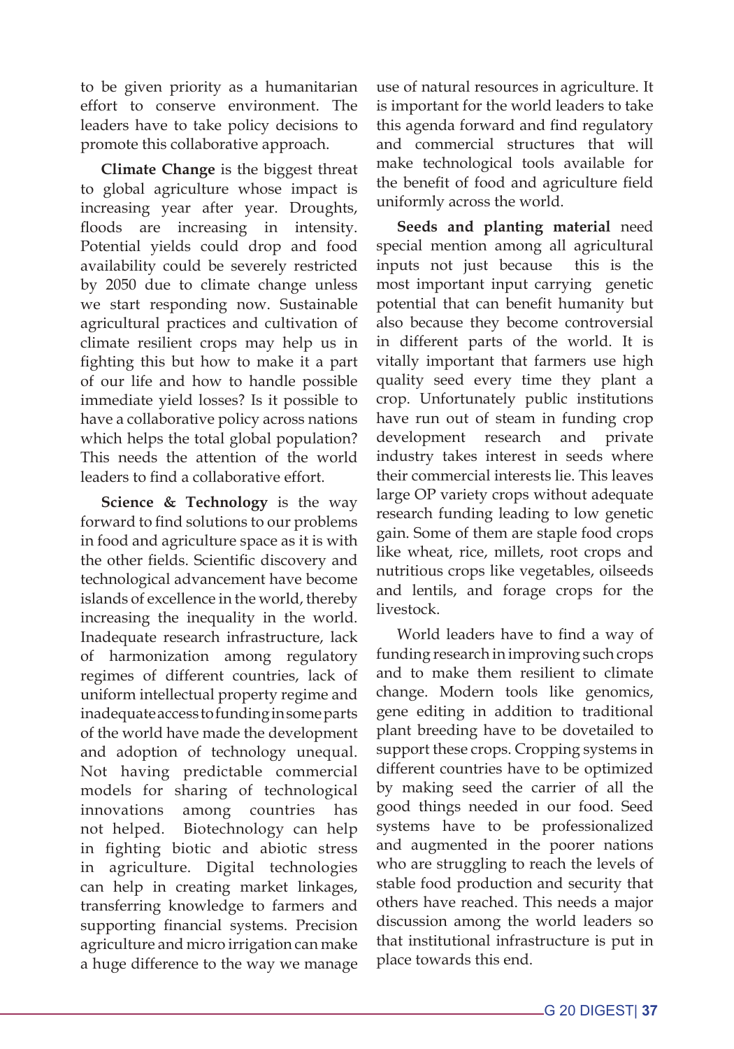to be given priority as a humanitarian effort to conserve environment. The leaders have to take policy decisions to promote this collaborative approach.

**Climate Change** is the biggest threat to global agriculture whose impact is increasing year after year. Droughts, floods are increasing in intensity. Potential yields could drop and food availability could be severely restricted by 2050 due to climate change unless we start responding now. Sustainable agricultural practices and cultivation of climate resilient crops may help us in fighting this but how to make it a part of our life and how to handle possible immediate yield losses? Is it possible to have a collaborative policy across nations which helps the total global population? This needs the attention of the world leaders to find a collaborative effort.

**Science & Technology** is the way forward to find solutions to our problems in food and agriculture space as it is with the other fields. Scientific discovery and technological advancement have become islands of excellence in the world, thereby increasing the inequality in the world. Inadequate research infrastructure, lack of harmonization among regulatory regimes of different countries, lack of uniform intellectual property regime and inadequate access to funding in some parts of the world have made the development and adoption of technology unequal. Not having predictable commercial models for sharing of technological innovations among countries has not helped. Biotechnology can help in fighting biotic and abiotic stress in agriculture. Digital technologies can help in creating market linkages, transferring knowledge to farmers and supporting financial systems. Precision agriculture and micro irrigation can make a huge difference to the way we manage use of natural resources in agriculture. It is important for the world leaders to take this agenda forward and find regulatory and commercial structures that will make technological tools available for the benefit of food and agriculture field uniformly across the world.

**Seeds and planting material** need special mention among all agricultural inputs not just because this is the most important input carrying genetic potential that can benefit humanity but also because they become controversial in different parts of the world. It is vitally important that farmers use high quality seed every time they plant a crop. Unfortunately public institutions have run out of steam in funding crop development research and private industry takes interest in seeds where their commercial interests lie. This leaves large OP variety crops without adequate research funding leading to low genetic gain. Some of them are staple food crops like wheat, rice, millets, root crops and nutritious crops like vegetables, oilseeds and lentils, and forage crops for the livestock.

World leaders have to find a way of funding research in improving such crops and to make them resilient to climate change. Modern tools like genomics, gene editing in addition to traditional plant breeding have to be dovetailed to support these crops. Cropping systems in different countries have to be optimized by making seed the carrier of all the good things needed in our food. Seed systems have to be professionalized and augmented in the poorer nations who are struggling to reach the levels of stable food production and security that others have reached. This needs a major discussion among the world leaders so that institutional infrastructure is put in place towards this end.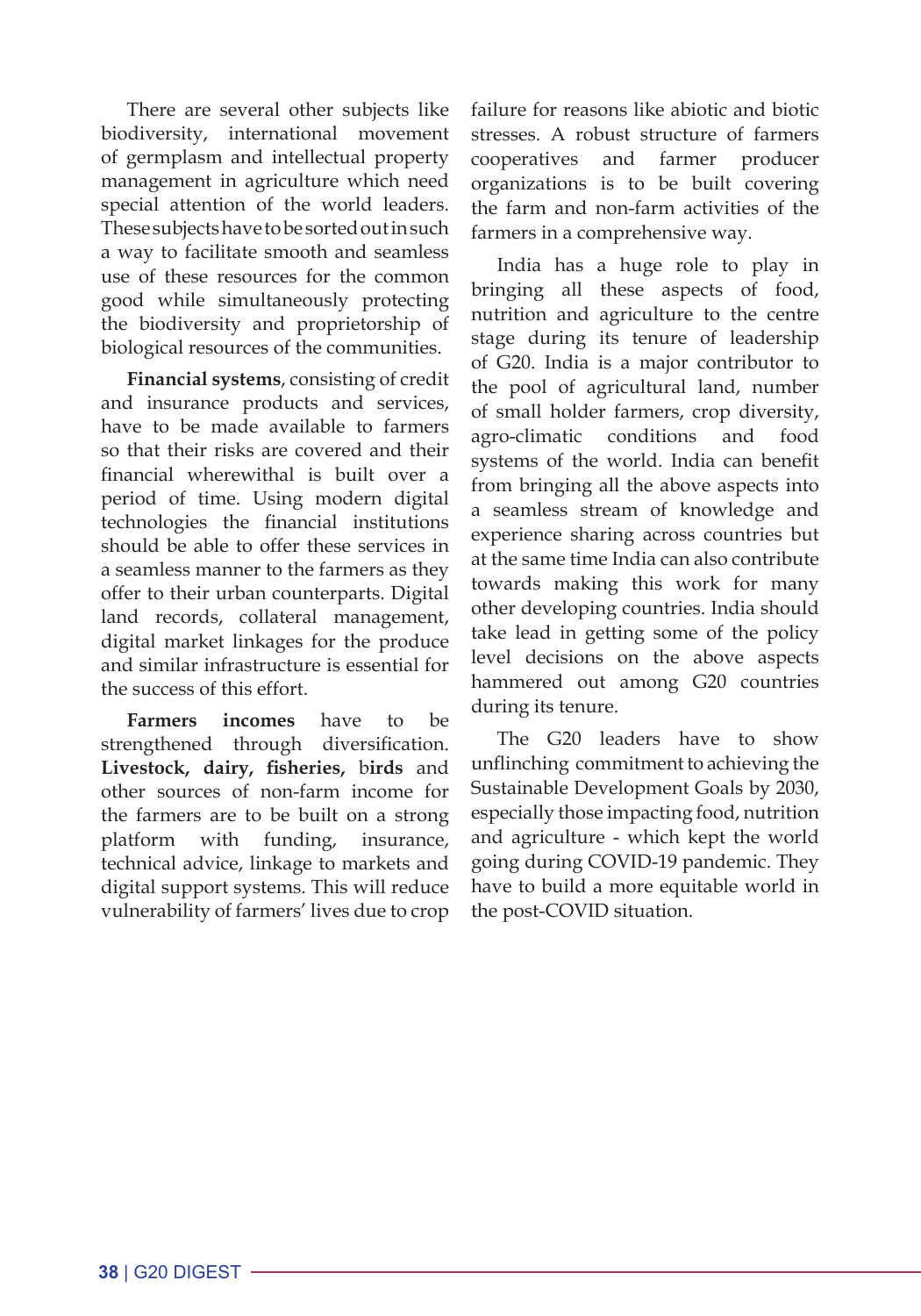There are several other subjects like biodiversity, international movement of germplasm and intellectual property management in agriculture which need special attention of the world leaders. These subjects have to be sorted out in such a way to facilitate smooth and seamless use of these resources for the common good while simultaneously protecting the biodiversity and proprietorship of biological resources of the communities.

**Financial systems**, consisting of credit and insurance products and services, have to be made available to farmers so that their risks are covered and their financial wherewithal is built over a period of time. Using modern digital technologies the financial institutions should be able to offer these services in a seamless manner to the farmers as they offer to their urban counterparts. Digital land records, collateral management, digital market linkages for the produce and similar infrastructure is essential for the success of this effort.

**Farmers incomes** have to be strengthened through diversification. **Livestock, dairy, fisheries,** b**irds** and other sources of non-farm income for the farmers are to be built on a strong platform with funding, insurance, technical advice, linkage to markets and digital support systems. This will reduce vulnerability of farmers' lives due to crop failure for reasons like abiotic and biotic stresses. A robust structure of farmers cooperatives and farmer producer organizations is to be built covering the farm and non-farm activities of the farmers in a comprehensive way.

India has a huge role to play in bringing all these aspects of food, nutrition and agriculture to the centre stage during its tenure of leadership of G20. India is a major contributor to the pool of agricultural land, number of small holder farmers, crop diversity, agro-climatic conditions and food systems of the world. India can benefit from bringing all the above aspects into a seamless stream of knowledge and experience sharing across countries but at the same time India can also contribute towards making this work for many other developing countries. India should take lead in getting some of the policy level decisions on the above aspects hammered out among G20 countries during its tenure.

The G20 leaders have to show unflinching commitment to achieving the Sustainable Development Goals by 2030, especially those impacting food, nutrition and agriculture - which kept the world going during COVID-19 pandemic. They have to build a more equitable world in the post-COVID situation.